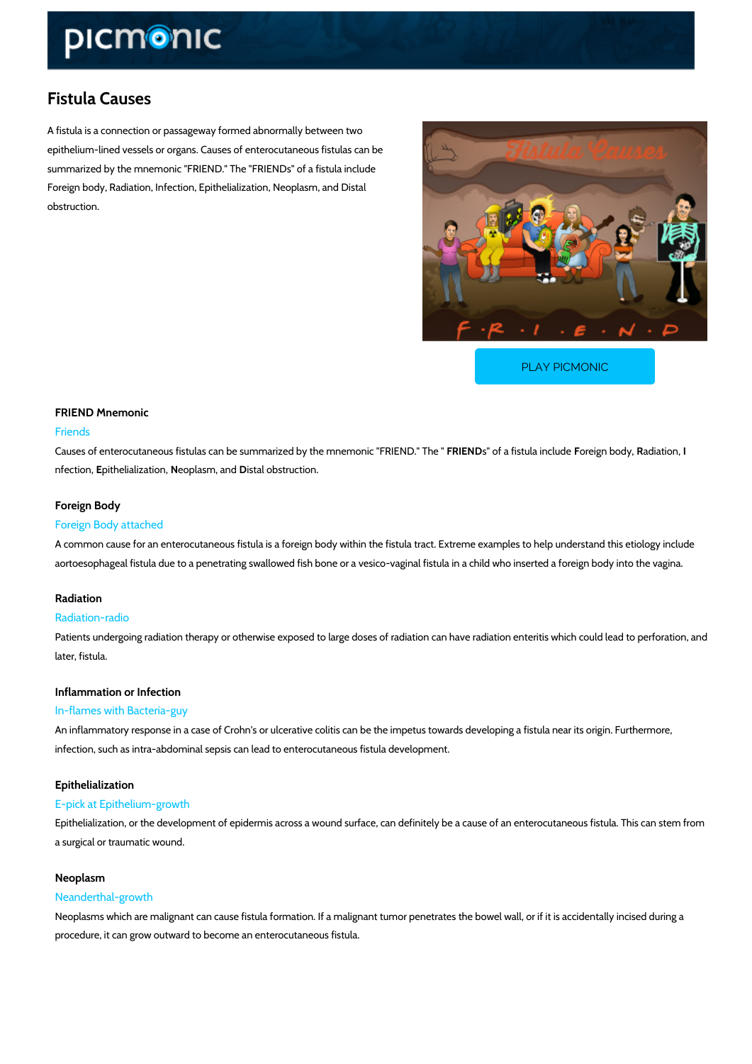# Fistula Causes

A fistula is a connection or passageway formed abnormally between two epithelium-lined vessels or organs. Causes of enterocutaneous fistulas can be summarized by the mnemonic "FRIEND." The "FRIENDs" of a fistula include Foreign body, Radiation, Infection, Epithelialization, Neoplasm, and Distal obstruction.

PLAY PICMONIC

### FRIEND Mnemonic

Friends

Causes of enterocutaneous fistulas can be summarized by the mnemonic "FRIEND." The " **FRIEND**s" of a fistula include **F**oreign body, **R**adiation, **I**nfection, **E**pithelialization, **N**eoplasm, and **D**istal obstruction.

### Foreign Body

Foreign Body attached

A common cause for an enterocutaneous fistula is a foreign body within the fistula tract. Extreme examples to help understand this etiology include aortoesophageal fistula due to a penetrating swallowed fish bone or a vesico-vaginal fistula in a child who inserted a foreign body into the vagina.

### Radiation

Radiation-radio

Patients undergoing radiation therapy or otherwise exposed to large doses of radiation can have radiation enteritis which could lead to perforation, and later, fistula.

### Inflammation or Infection

In-flames with Bacteria-guy

An inflammatory response in a case of Crohn's or ulcerative colitis can be the impetus towards developing a fistula near its origin. Furthermore, infection, such as intra-abdominal sepsis can lead to enterocutaneous fistula development.

### Epithelialization

E-pick at Epithelium-growth

Epithelialization, or the development of epidermis across a wound surface, can definitely be a cause of an enterocutaneous fistula. This can stem from a surgical or traumatic wound.

### Neoplasm

Neanderthal-growth

Neoplasms which are malignant can cause fistula formation. If a malignant tumor penetrates the bowel wall, or if it is accidentally incised during a procedure, it can grow outward to become an enterocutaneous fistula.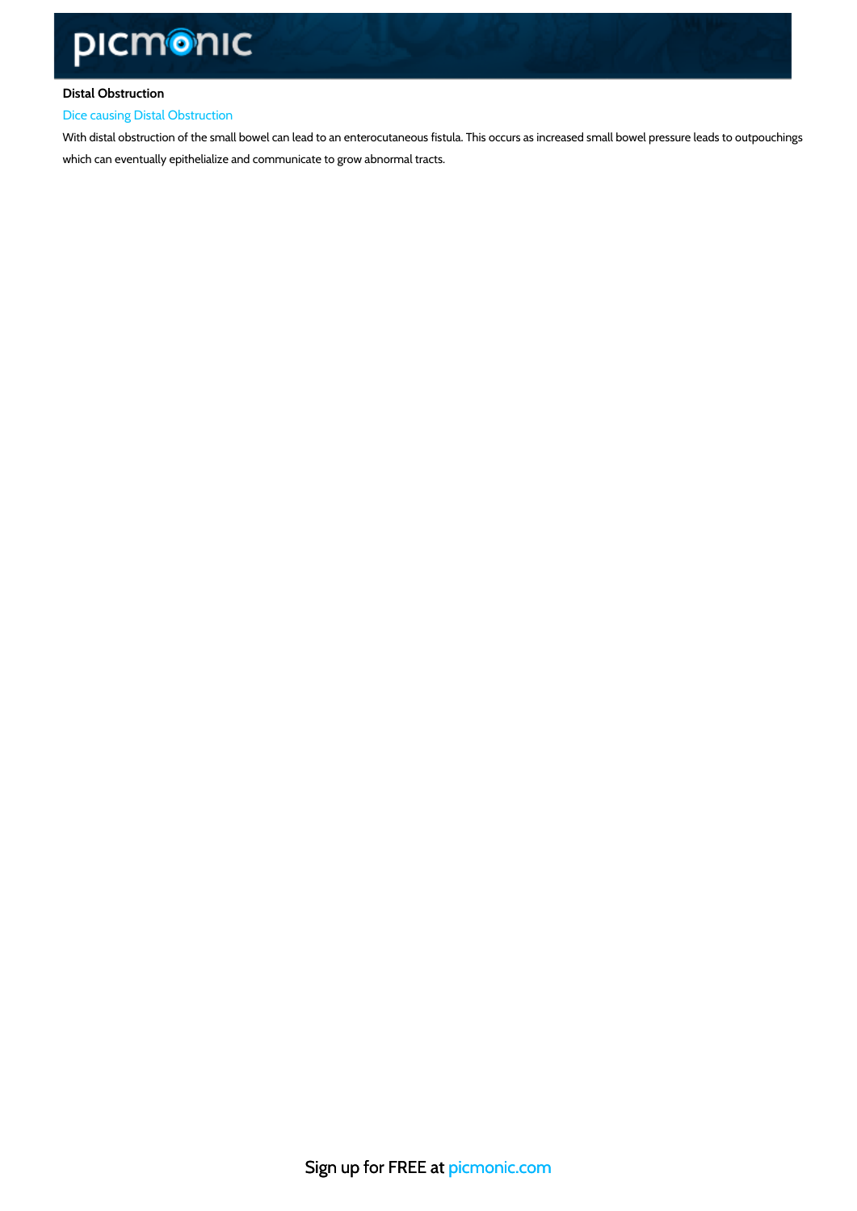**Distal Obstruction**

Dice causing Distal Obstruction

With distal obstruction of the small bowel can lead to an enterocutaneous fistula. This occurs as increased small bowel pressure leads to outpouchings which can eventually epithelialize and communicate to grow abnormal tracts.